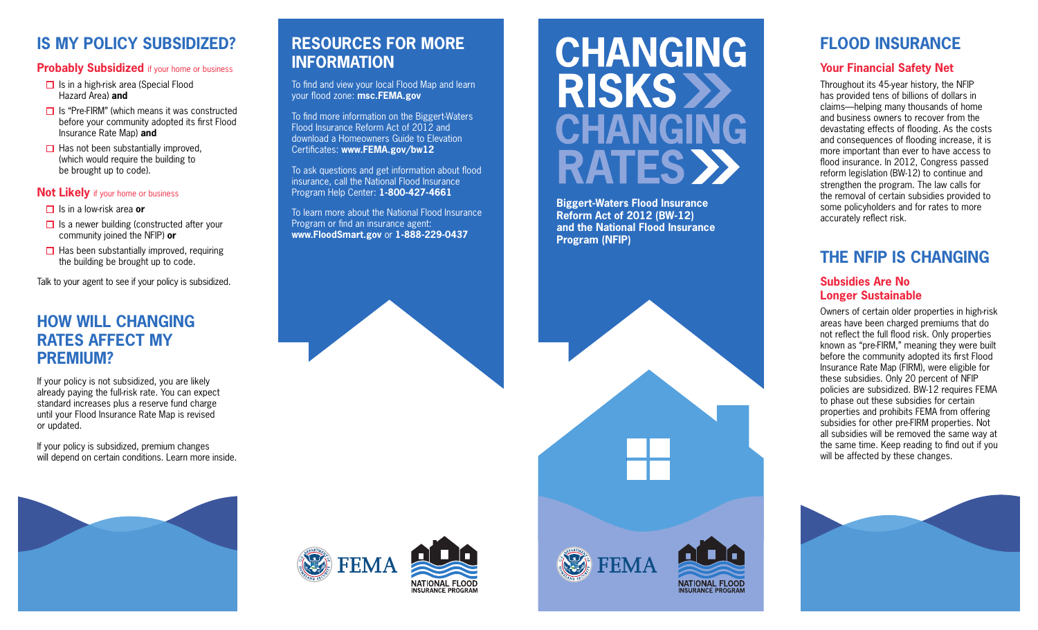## IS MY POLICY SUBSIDIZED?

### Probably Subsidized if your home or business

- Is in a high-risk area (Special Flood Hazard Area) **and**
- Is "Pre-FIRM" (which means it was constructed before your community adopted its first Flood Insurance Rate Map) **and**
- Has not been substantially improved, (which would require the building to be brought up to code).

### Not Likely if your home or business

- Is in a low-risk area **or**
- Is a newer building (constructed after your community joined the NFIP) **or**
- Has been substantially improved, requiring the building be brought up to code.

Talk to your agent to see if your policy is subsidized.

## HOW WILL CHANGING RATES AFFECT MY PREMIUM?

If your policy is not subsidized, you are likely already paying the full-risk rate. You can expect standard increases plus a reserve fund charge until your Flood Insurance Rate Map is revised or updated.

If your policy is subsidized, premium changes will depend on certain conditions. Learn more inside.

## RESOURCES FOR MORE INFORMATION

To find and view your local Flood Map and learn your flood zone: **msc.FEMA.gov**

To find more information on the Biggert-Waters Flood Insurance Reform Act of 2012 and download a Homeowners Guide to Elevation Certificates: **www.FEMA.gov/bw12**

To ask questions and get information about flood insurance, call the National Flood Insurance Program Help Center: **1-800-427-4661**

To learn more about the National Flood Insurance Program or find an insurance agent: **www.FloodSmart.gov** or **1-888-229-0437**

FEMA

NATIONAL FLOOD INSURANCE PROGRAM

# CHANGING RISKS CHANGING RATES

**Biggert-Waters Flood Insurance Reform Act of 2012 (BW-12) and the National Flood Insurance Program (NFIP)**

FEMA

NATIONAL FLOOD INSURANCE PROGRAM

## FLOOD INSURANCE

### Your Financial Safety Net

Throughout its 45-year history, the NFIP has provided tens of billions of dollars in claims—helping many thousands of home and business owners to recover from the devastating effects of flooding. As the costs and consequences of flooding increase, it is more important than ever to have access to flood insurance. In 2012, Congress passed reform legislation (BW-12) to continue and strengthen the program. The law calls for the removal of certain subsidies provided to some policyholders and for rates to more accurately reflect risk.

## THE NFIP IS CHANGING

### Subsidies Are No Longer Sustainable

Owners of certain older properties in high-risk areas have been charged premiums that do not reflect the full flood risk. Only properties known as "pre-FIRM," meaning they were built before the community adopted its first Flood Insurance Rate Map (FIRM), were eligible for these subsidies. Only 20 percent of NFIP policies are subsidized. BW-12 requires FEMA to phase out these subsidies for certain properties and prohibits FEMA from offering subsidies for other pre-FIRM properties. Not all subsidies will be removed the same way at the same time. Keep reading to find out if you will be affected by these changes.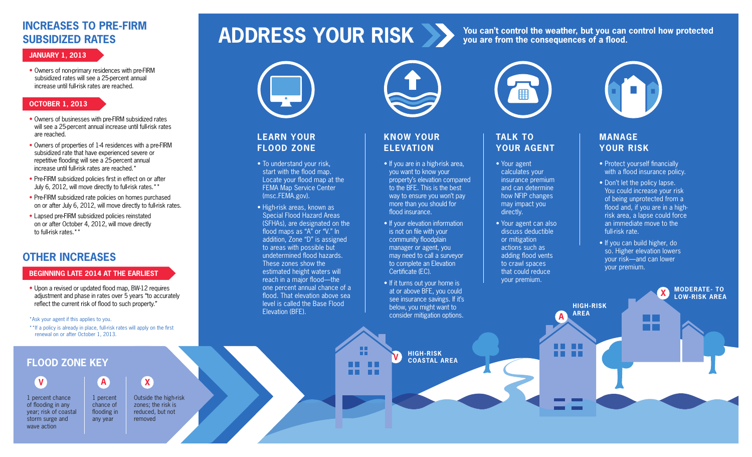## INCREASES TO PRE-FIRM SUBSIDIZED RATES

### JANUARY 1, 2013

- Owners of non-primary residences with pre-FIRM subsidized rates will see a 25-percent annual increase until full-risk rates are reached.

### OCTOBER 1, 2013

- Owners of businesses with pre-FIRM subsidized rates will see a 25-percent annual increase until full-risk rates are reached.
- Owners of properties of 1-4 residences with a pre-FIRM subsidized rate that have experienced severe or repetitive flooding will see a 25-percent annual increase until full-risk rates are reached.*
- Pre-FIRM subsidized policies first in effect on or after July 6, 2012, will move directly to full-risk rates.**
- Pre-FIRM subsidized rate policies on homes purchased on or after July 6, 2012, will move directly to full-risk rates.
- Lapsed pre-FIRM subsidized policies reinstated on or after October 4, 2012, will move directly to full-risk rates.**

## OTHER INCREASES

### BEGINNING LATE 2014 AT THE EARLIEST

- Upon a revised or updated flood map, BW-12 requires adjustment and phase in rates over 5 years "to accurately reflect the current risk of flood to such property."

*Ask your agent if this applies to you.

**If a policy is already in place, full-risk rates will apply on the first renewal on or after October 1, 2013.

## FLOOD ZONE KEY

**V** 1 percent chance of flooding in any year; risk of coastal storm surge and wave action

**A** 1 percent chance of flooding in any year

**X** Outside the high-risk zones; the risk is reduced, but not removed

# ADDRESS YOUR RISK

**You can't control the weather, but you can control how protected you are from the consequences of a flood.**

### LEARN YOUR FLOOD ZONE

- To understand your risk, start with the flood map. Locate your flood map at the FEMA Map Service Center (msc.FEMA.gov).
- High-risk areas, known as Special Flood Hazard Areas (SFHAs), are designated on the flood maps as "A" or "V." In addition, Zone "D" is assigned to areas with possible but undetermined flood hazards. These zones show the estimated height waters will reach in a major flood—the one percent annual chance of a flood. That elevation above sea level is called the Base Flood Elevation (BFE).

### KNOW YOUR ELEVATION

- If you are in a high-risk area, you want to know your property's elevation compared to the BFE. This is the best way to ensure you won't pay more than you should for flood insurance.
- If your elevation information is not on file with your community floodplain manager or agent, you may need to call a surveyor to complete an Elevation Certificate (EC).
- If it turns out your home is at or above BFE, you could see insurance savings. If it's below, you might want to consider mitigation options.

### TALK TO YOUR AGENT

- Your agent calculates your insurance premium and can determine how NFIP changes may impact you directly.
- Your agent can also discuss deductible or mitigation actions such as adding flood vents to crawl spaces that could reduce your premium.

### MANAGE YOUR RISK

- Protect yourself financially with a flood insurance policy.
- Don't let the policy lapse. You could increase your risk of being unprotected from a flood and, if you are in a high-risk area, a lapse could force an immediate move to the full-risk rate.
- If you can build higher, do so. Higher elevation lowers your risk—and can lower your premium.

V HIGH-RISK COASTAL AREA

A HIGH-RISK AREA

X MODERATE- TO LOW-RISK AREA